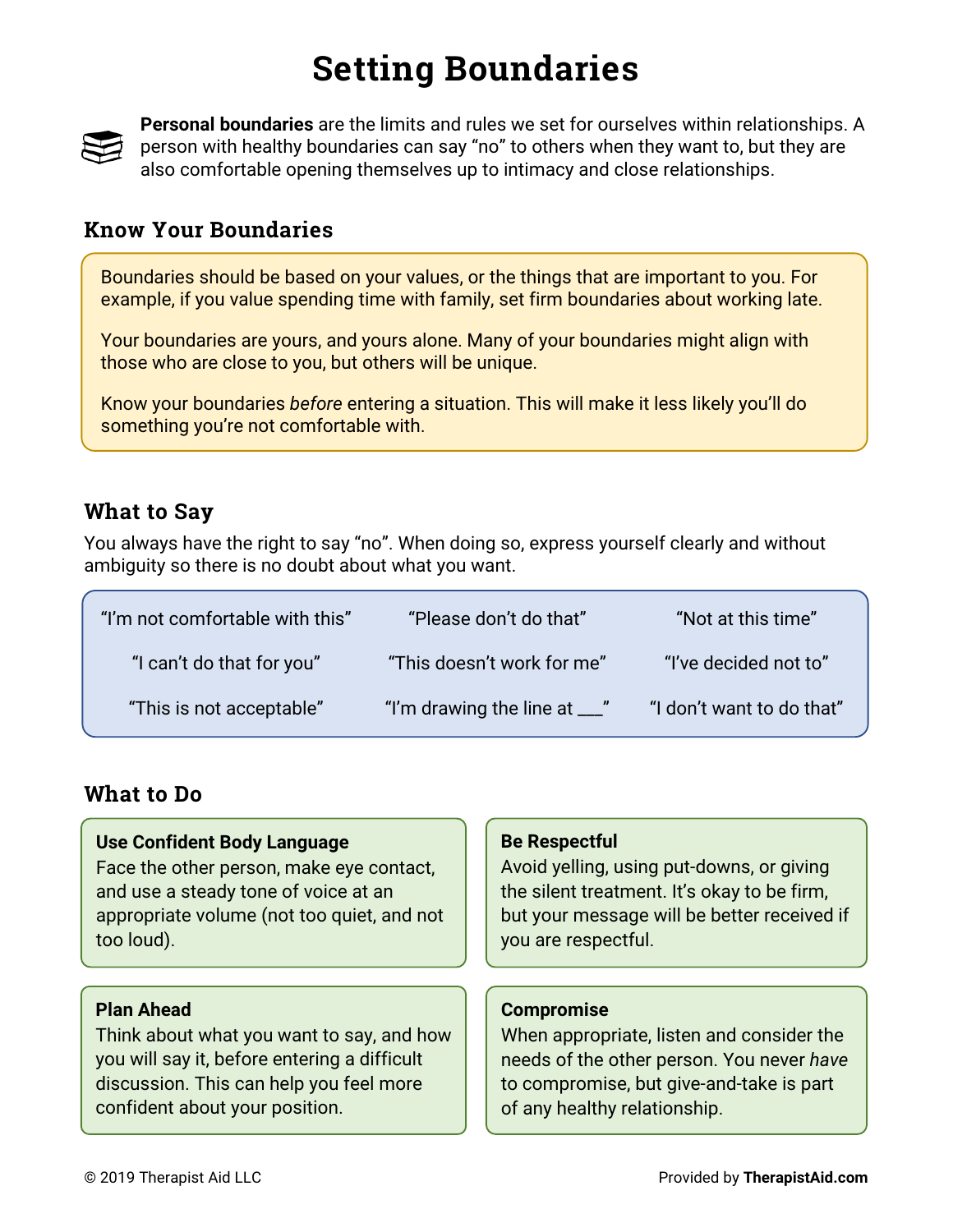# Setting Boundaries

**Personal boundaries** are the limits and rules we set for ourselves within relationships. A person with healthy boundaries can say "no" to others when they want to, but they are also comfortable opening themselves up to intimacy and close relationships.

## Know Your Boundaries

Boundaries should be based on your values, or the things that are important to you. For example, if you value spending time with family, set firm boundaries about working late.

Your boundaries are yours, and yours alone. Many of your boundaries might align with those who are close to you, but others will be unique.

Know your boundaries *before* entering a situation. This will make it less likely you'll do something you're not comfortable with.

## What to Say

You always have the right to say "no". When doing so, express yourself clearly and without ambiguity so there is no doubt about what you want.

- "I'm not comfortable with this"
- "Please don't do that"
- "Not at this time"
- "I can't do that for you"
- "This doesn't work for me"
- "I've decided not to"
- "This is not acceptable"
- "I'm drawing the line at ___"
- "I don't want to do that"

## What to Do

**Use Confident Body Language**
Face the other person, make eye contact, and use a steady tone of voice at an appropriate volume (not too quiet, and not too loud).

**Be Respectful**
Avoid yelling, using put-downs, or giving the silent treatment. It's okay to be firm, but your message will be better received if you are respectful.

**Plan Ahead**
Think about what you want to say, and how you will say it, before entering a difficult discussion. This can help you feel more confident about your position.

**Compromise**
When appropriate, listen and consider the needs of the other person. You never *have* to compromise, but give-and-take is part of any healthy relationship.

© 2019 Therapist Aid LLC

Provided by **TherapistAid.com**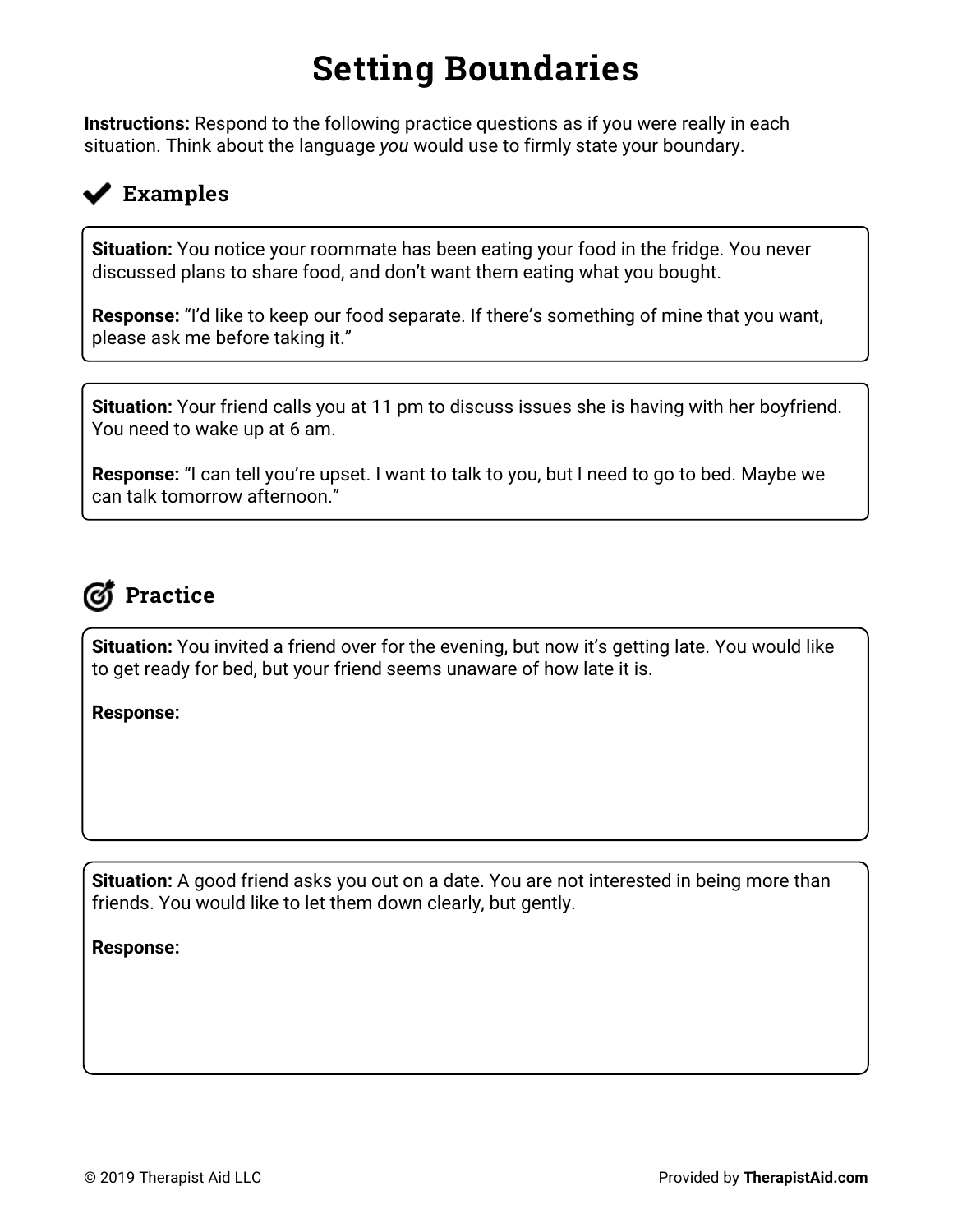# Setting Boundaries

**Instructions:** Respond to the following practice questions as if you were really in each situation. Think about the language *you* would use to firmly state your boundary.

## Examples

**Situation:** You notice your roommate has been eating your food in the fridge. You never discussed plans to share food, and don't want them eating what you bought.

**Response:** "I'd like to keep our food separate. If there's something of mine that you want, please ask me before taking it."

**Situation:** Your friend calls you at 11 pm to discuss issues she is having with her boyfriend. You need to wake up at 6 am.

**Response:** "I can tell you're upset. I want to talk to you, but I need to go to bed. Maybe we can talk tomorrow afternoon."

## Practice

**Situation:** You invited a friend over for the evening, but now it's getting late. You would like to get ready for bed, but your friend seems unaware of how late it is.

**Response:**

**Situation:** A good friend asks you out on a date. You are not interested in being more than friends. You would like to let them down clearly, but gently.

**Response:**

© 2019 Therapist Aid LLC

Provided by **TherapistAid.com**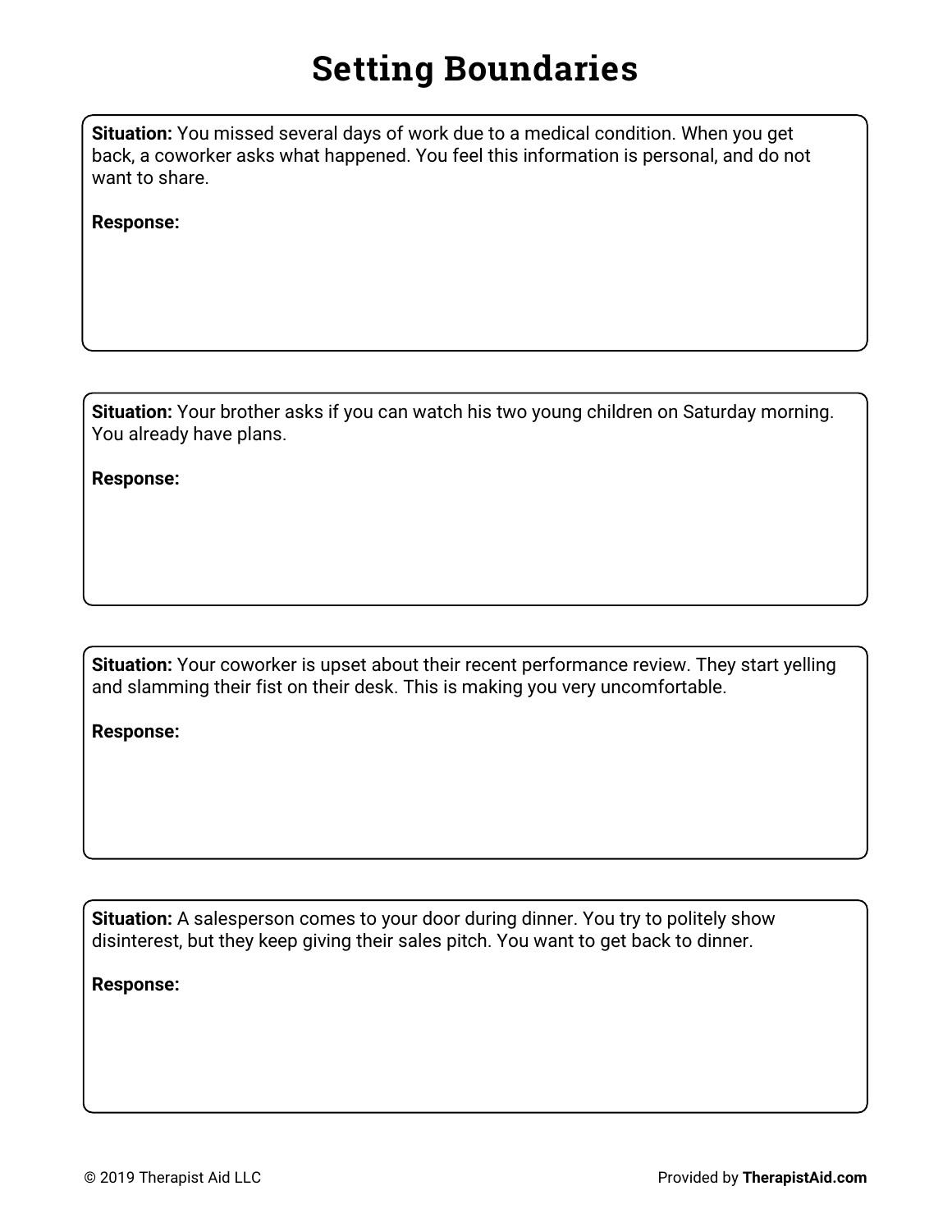# Setting Boundaries

**Situation:** You missed several days of work due to a medical condition. When you get back, a coworker asks what happened. You feel this information is personal, and do not want to share.

**Response:**

**Situation:** Your brother asks if you can watch his two young children on Saturday morning. You already have plans.

**Response:**

**Situation:** Your coworker is upset about their recent performance review. They start yelling and slamming their fist on their desk. This is making you very uncomfortable.

**Response:**

**Situation:** A salesperson comes to your door during dinner. You try to politely show disinterest, but they keep giving their sales pitch. You want to get back to dinner.

**Response:**

© 2019 Therapist Aid LLC

Provided by **TherapistAid.com**